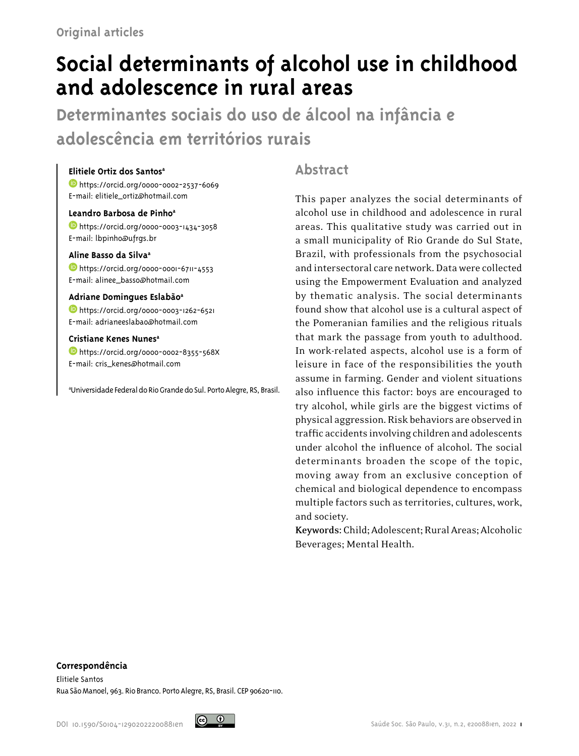Original articles

# Social determinants of alcohol use in childhood and adolescence in rural areas

## Determinantes sociais do uso de álcool na infância e adolescência em territórios rurais

**Elitiele Ortiz dos Santos**[a]
https://orcid.org/0000-0002-2537-6069
E-mail: elitiele_ortiz@hotmail.com

**Leandro Barbosa de Pinho**[a]
https://orcid.org/0000-0003-1434-3058
E-mail: lbpinho@ufrgs.br

**Aline Basso da Silva**[a]
https://orcid.org/0000-0001-6711-4553
E-mail: alinee_basso@hotmail.com

**Adriane Domingues Eslabão**[a]
https://orcid.org/0000-0003-1262-6521
E-mail: adrianeeslabao@hotmail.com

**Cristiane Kenes Nunes**[a]
https://orcid.org/0000-0002-8355-568X
E-mail: cris_kenes@hotmail.com

[a]Universidade Federal do Rio Grande do Sul. Porto Alegre, RS, Brasil.

## Abstract

This paper analyzes the social determinants of alcohol use in childhood and adolescence in rural areas. This qualitative study was carried out in a small municipality of Rio Grande do Sul State, Brazil, with professionals from the psychosocial and intersectoral care network. Data were collected using the Empowerment Evaluation and analyzed by thematic analysis. The social determinants found show that alcohol use is a cultural aspect of the Pomeranian families and the religious rituals that mark the passage from youth to adulthood. In work-related aspects, alcohol use is a form of leisure in face of the responsibilities the youth assume in farming. Gender and violent situations also influence this factor: boys are encouraged to try alcohol, while girls are the biggest victims of physical aggression. Risk behaviors are observed in traffic accidents involving children and adolescents under alcohol the influence of alcohol. The social determinants broaden the scope of the topic, moving away from an exclusive conception of chemical and biological dependence to encompass multiple factors such as territories, cultures, work, and society.

**Keywords:** Child; Adolescent; Rural Areas; Alcoholic Beverages; Mental Health.

**Correspondência**
Elitiele Santos
Rua São Manoel, 963. Rio Branco. Porto Alegre, RS, Brasil. CEP 90620-110.

DOI 10.1590/S0104-12902022220088ien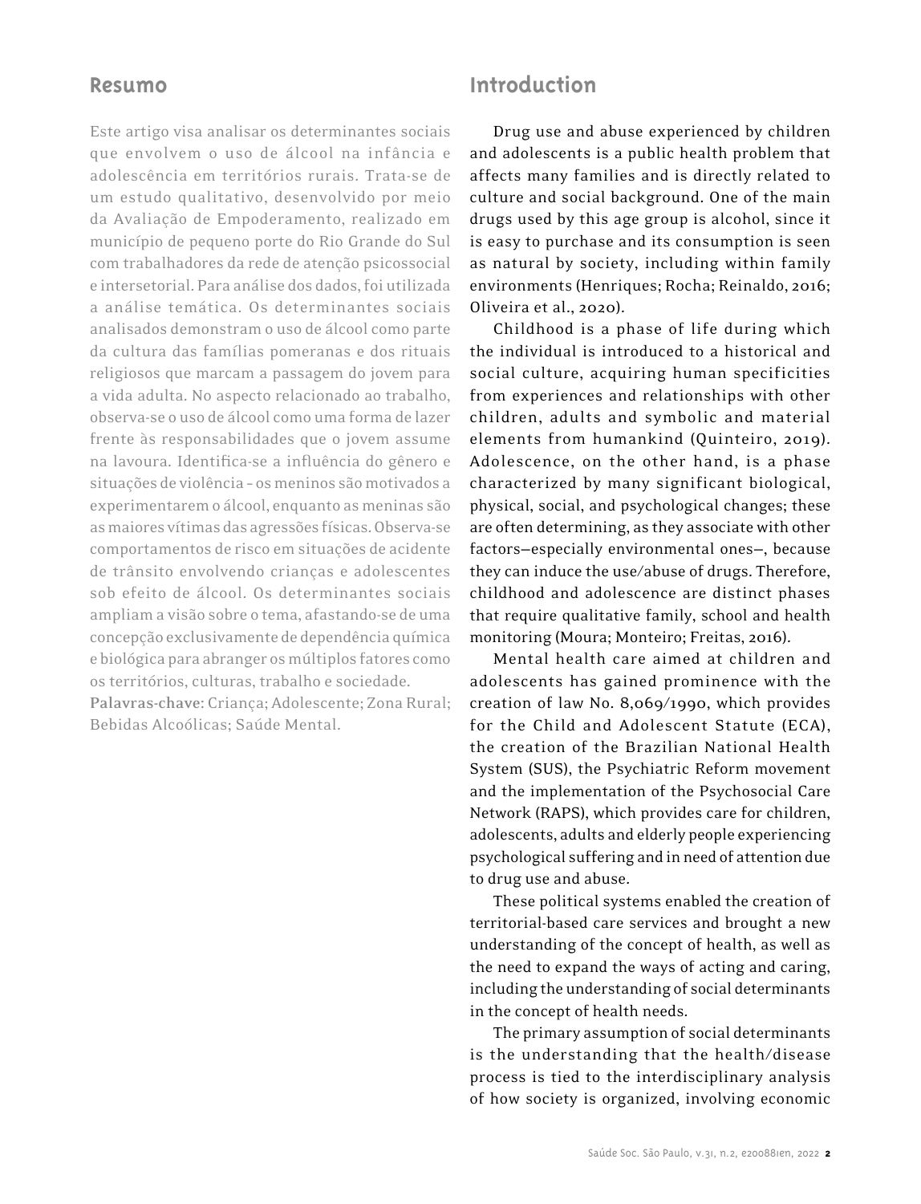## Resumo

Este artigo visa analisar os determinantes sociais que envolvem o uso de álcool na infância e adolescência em territórios rurais. Trata-se de um estudo qualitativo, desenvolvido por meio da Avaliação de Empoderamento, realizado em município de pequeno porte do Rio Grande do Sul com trabalhadores da rede de atenção psicossocial e intersetorial. Para análise dos dados, foi utilizada a análise temática. Os determinantes sociais analisados demonstram o uso de álcool como parte da cultura das famílias pomeranas e dos rituais religiosos que marcam a passagem do jovem para a vida adulta. No aspecto relacionado ao trabalho, observa-se o uso de álcool como uma forma de lazer frente às responsabilidades que o jovem assume na lavoura. Identifica-se a influência do gênero e situações de violência – os meninos são motivados a experimentarem o álcool, enquanto as meninas são as maiores vítimas das agressões físicas. Observa-se comportamentos de risco em situações de acidente de trânsito envolvendo crianças e adolescentes sob efeito de álcool. Os determinantes sociais ampliam a visão sobre o tema, afastando-se de uma concepção exclusivamente de dependência química e biológica para abranger os múltiplos fatores como os territórios, culturas, trabalho e sociedade.

**Palavras-chave:** Criança; Adolescente; Zona Rural; Bebidas Alcoólicas; Saúde Mental.

## Introduction

Drug use and abuse experienced by children and adolescents is a public health problem that affects many families and is directly related to culture and social background. One of the main drugs used by this age group is alcohol, since it is easy to purchase and its consumption is seen as natural by society, including within family environments (Henriques; Rocha; Reinaldo, 2016; Oliveira et al., 2020).

Childhood is a phase of life during which the individual is introduced to a historical and social culture, acquiring human specificities from experiences and relationships with other children, adults and symbolic and material elements from humankind (Quinteiro, 2019). Adolescence, on the other hand, is a phase characterized by many significant biological, physical, social, and psychological changes; these are often determining, as they associate with other factors—especially environmental ones—, because they can induce the use/abuse of drugs. Therefore, childhood and adolescence are distinct phases that require qualitative family, school and health monitoring (Moura; Monteiro; Freitas, 2016).

Mental health care aimed at children and adolescents has gained prominence with the creation of law No. 8,069/1990, which provides for the Child and Adolescent Statute (ECA), the creation of the Brazilian National Health System (SUS), the Psychiatric Reform movement and the implementation of the Psychosocial Care Network (RAPS), which provides care for children, adolescents, adults and elderly people experiencing psychological suffering and in need of attention due to drug use and abuse.

These political systems enabled the creation of territorial-based care services and brought a new understanding of the concept of health, as well as the need to expand the ways of acting and caring, including the understanding of social determinants in the concept of health needs.

The primary assumption of social determinants is the understanding that the health/disease process is tied to the interdisciplinary analysis of how society is organized, involving economic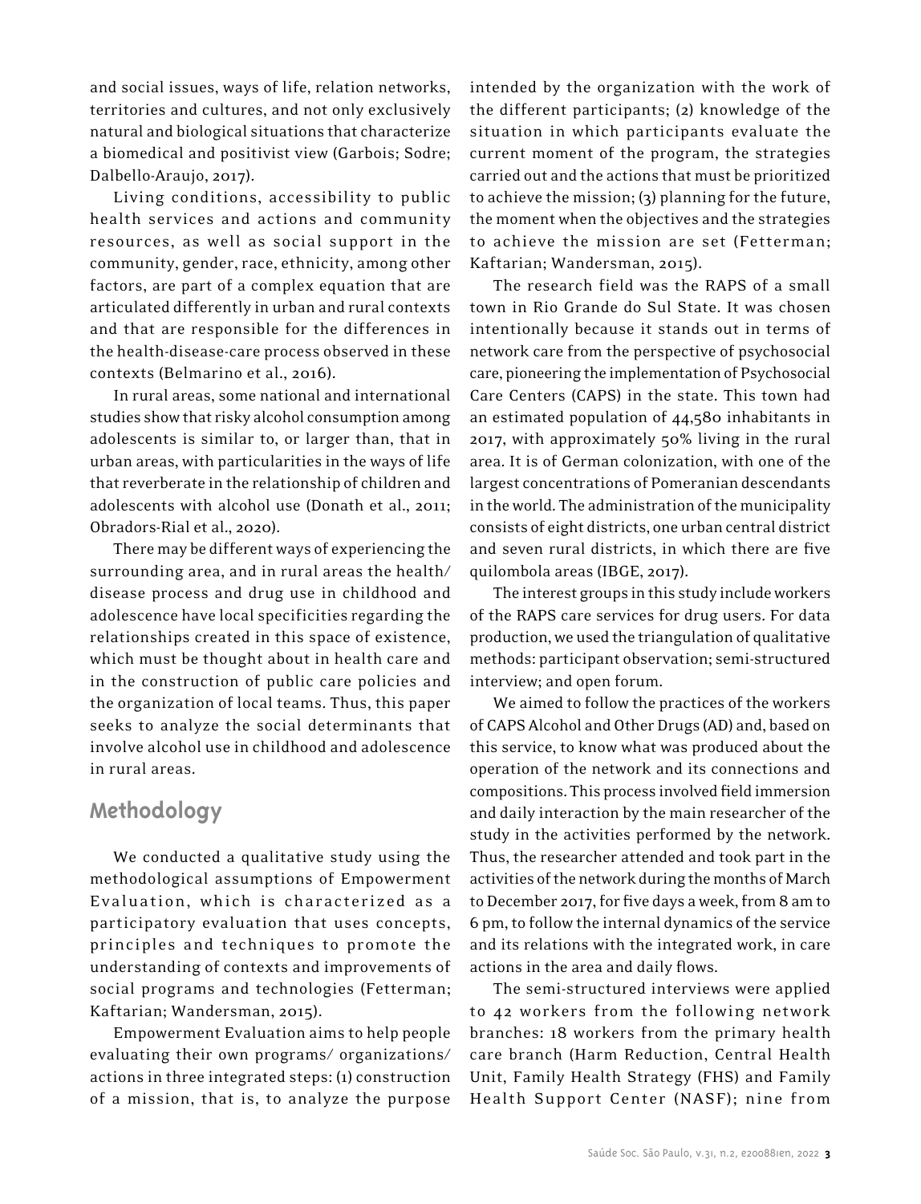and social issues, ways of life, relation networks, territories and cultures, and not only exclusively natural and biological situations that characterize a biomedical and positivist view (Garbois; Sodre; Dalbello-Araujo, 2017).

Living conditions, accessibility to public health services and actions and community resources, as well as social support in the community, gender, race, ethnicity, among other factors, are part of a complex equation that are articulated differently in urban and rural contexts and that are responsible for the differences in the health-disease-care process observed in these contexts (Belmarino et al., 2016).

In rural areas, some national and international studies show that risky alcohol consumption among adolescents is similar to, or larger than, that in urban areas, with particularities in the ways of life that reverberate in the relationship of children and adolescents with alcohol use (Donath et al., 2011; Obradors-Rial et al., 2020).

There may be different ways of experiencing the surrounding area, and in rural areas the health/disease process and drug use in childhood and adolescence have local specificities regarding the relationships created in this space of existence, which must be thought about in health care and in the construction of public care policies and the organization of local teams. Thus, this paper seeks to analyze the social determinants that involve alcohol use in childhood and adolescence in rural areas.

## Methodology

We conducted a qualitative study using the methodological assumptions of Empowerment Evaluation, which is characterized as a participatory evaluation that uses concepts, principles and techniques to promote the understanding of contexts and improvements of social programs and technologies (Fetterman; Kaftarian; Wandersman, 2015).

Empowerment Evaluation aims to help people evaluating their own programs/ organizations/ actions in three integrated steps: (1) construction of a mission, that is, to analyze the purpose intended by the organization with the work of the different participants; (2) knowledge of the situation in which participants evaluate the current moment of the program, the strategies carried out and the actions that must be prioritized to achieve the mission; (3) planning for the future, the moment when the objectives and the strategies to achieve the mission are set (Fetterman; Kaftarian; Wandersman, 2015).

The research field was the RAPS of a small town in Rio Grande do Sul State. It was chosen intentionally because it stands out in terms of network care from the perspective of psychosocial care, pioneering the implementation of Psychosocial Care Centers (CAPS) in the state. This town had an estimated population of 44,580 inhabitants in 2017, with approximately 50% living in the rural area. It is of German colonization, with one of the largest concentrations of Pomeranian descendants in the world. The administration of the municipality consists of eight districts, one urban central district and seven rural districts, in which there are five quilombola areas (IBGE, 2017).

The interest groups in this study include workers of the RAPS care services for drug users. For data production, we used the triangulation of qualitative methods: participant observation; semi-structured interview; and open forum.

We aimed to follow the practices of the workers of CAPS Alcohol and Other Drugs (AD) and, based on this service, to know what was produced about the operation of the network and its connections and compositions. This process involved field immersion and daily interaction by the main researcher of the study in the activities performed by the network. Thus, the researcher attended and took part in the activities of the network during the months of March to December 2017, for five days a week, from 8 am to 6 pm, to follow the internal dynamics of the service and its relations with the integrated work, in care actions in the area and daily flows.

The semi-structured interviews were applied to 42 workers from the following network branches: 18 workers from the primary health care branch (Harm Reduction, Central Health Unit, Family Health Strategy (FHS) and Family Health Support Center (NASF); nine from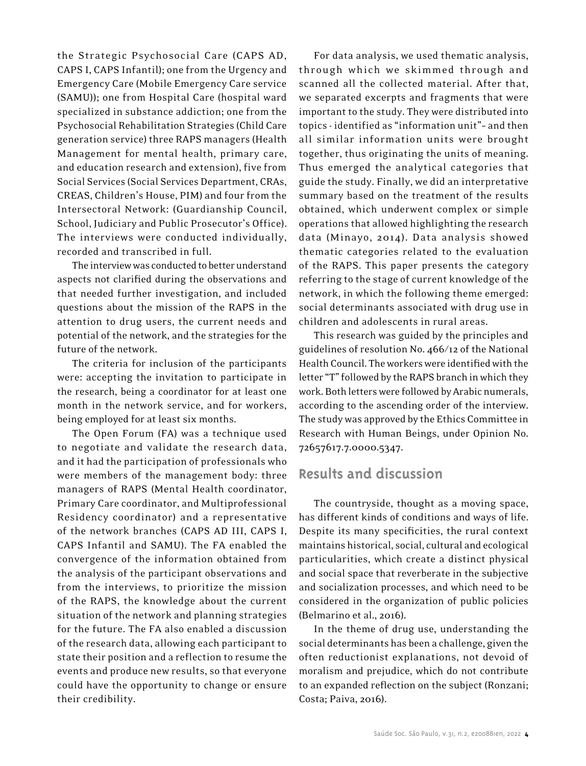the Strategic Psychosocial Care (CAPS AD, CAPS I, CAPS Infantil); one from the Urgency and Emergency Care (Mobile Emergency Care service (SAMU)); one from Hospital Care (hospital ward specialized in substance addiction; one from the Psychosocial Rehabilitation Strategies (Child Care generation service) three RAPS managers (Health Management for mental health, primary care, and education research and extension), five from Social Services (Social Services Department, CRAs, CREAS, Children's House, PIM) and four from the Intersectoral Network: (Guardianship Council, School, Judiciary and Public Prosecutor's Office). The interviews were conducted individually, recorded and transcribed in full.

The interview was conducted to better understand aspects not clarified during the observations and that needed further investigation, and included questions about the mission of the RAPS in the attention to drug users, the current needs and potential of the network, and the strategies for the future of the network.

The criteria for inclusion of the participants were: accepting the invitation to participate in the research, being a coordinator for at least one month in the network service, and for workers, being employed for at least six months.

The Open Forum (FA) was a technique used to negotiate and validate the research data, and it had the participation of professionals who were members of the management body: three managers of RAPS (Mental Health coordinator, Primary Care coordinator, and Multiprofessional Residency coordinator) and a representative of the network branches (CAPS AD III, CAPS I, CAPS Infantil and SAMU). The FA enabled the convergence of the information obtained from the analysis of the participant observations and from the interviews, to prioritize the mission of the RAPS, the knowledge about the current situation of the network and planning strategies for the future. The FA also enabled a discussion of the research data, allowing each participant to state their position and a reflection to resume the events and produce new results, so that everyone could have the opportunity to change or ensure their credibility.

For data analysis, we used thematic analysis, through which we skimmed through and scanned all the collected material. After that, we separated excerpts and fragments that were important to the study. They were distributed into topics - identified as "information unit"- and then all similar information units were brought together, thus originating the units of meaning. Thus emerged the analytical categories that guide the study. Finally, we did an interpretative summary based on the treatment of the results obtained, which underwent complex or simple operations that allowed highlighting the research data (Minayo, 2014). Data analysis showed thematic categories related to the evaluation of the RAPS. This paper presents the category referring to the stage of current knowledge of the network, in which the following theme emerged: social determinants associated with drug use in children and adolescents in rural areas.

This research was guided by the principles and guidelines of resolution No. 466/12 of the National Health Council. The workers were identified with the letter "T" followed by the RAPS branch in which they work. Both letters were followed by Arabic numerals, according to the ascending order of the interview. The study was approved by the Ethics Committee in Research with Human Beings, under Opinion No. 72657617.7.0000.5347.

## Results and discussion

The countryside, thought as a moving space, has different kinds of conditions and ways of life. Despite its many specificities, the rural context maintains historical, social, cultural and ecological particularities, which create a distinct physical and social space that reverberate in the subjective and socialization processes, and which need to be considered in the organization of public policies (Belmarino et al., 2016).

In the theme of drug use, understanding the social determinants has been a challenge, given the often reductionist explanations, not devoid of moralism and prejudice, which do not contribute to an expanded reflection on the subject (Ronzani; Costa; Paiva, 2016).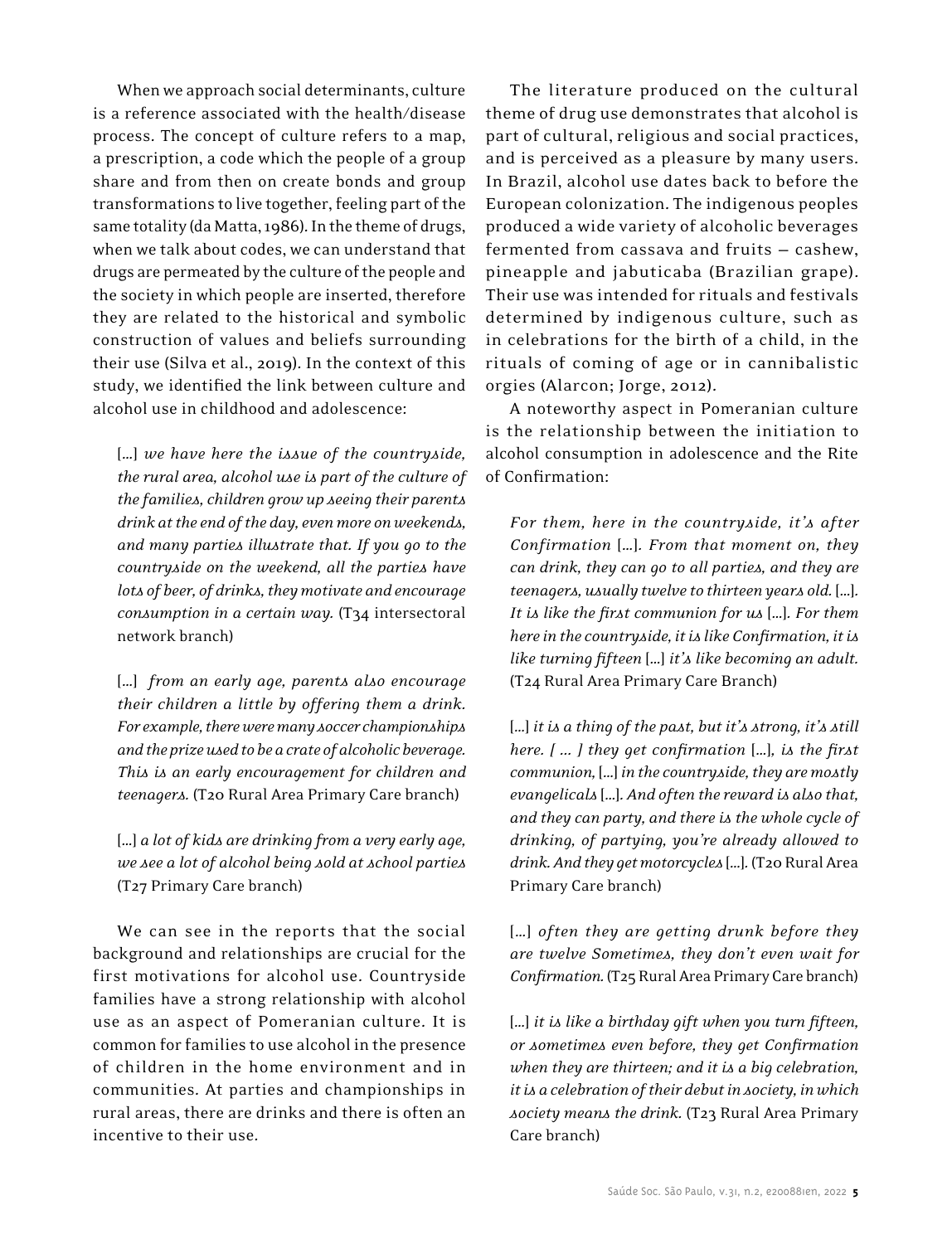When we approach social determinants, culture is a reference associated with the health/disease process. The concept of culture refers to a map, a prescription, a code which the people of a group share and from then on create bonds and group transformations to live together, feeling part of the same totality (da Matta, 1986). In the theme of drugs, when we talk about codes, we can understand that drugs are permeated by the culture of the people and the society in which people are inserted, therefore they are related to the historical and symbolic construction of values and beliefs surrounding their use (Silva et al., 2019). In the context of this study, we identified the link between culture and alcohol use in childhood and adolescence:

> [...] *we have here the issue of the countryside, the rural area, alcohol use is part of the culture of the families, children grow up seeing their parents drink at the end of the day, even more on weekends, and many parties illustrate that. If you go to the countryside on the weekend, all the parties have lots of beer, of drinks, they motivate and encourage consumption in a certain way.* (T34 intersectoral network branch)

> [...] *from an early age, parents also encourage their children a little by offering them a drink. For example, there were many soccer championships and the prize used to be a crate of alcoholic beverage. This is an early encouragement for children and teenagers.* (T20 Rural Area Primary Care branch)

> [...] *a lot of kids are drinking from a very early age, we see a lot of alcohol being sold at school parties* (T27 Primary Care branch)

We can see in the reports that the social background and relationships are crucial for the first motivations for alcohol use. Countryside families have a strong relationship with alcohol use as an aspect of Pomeranian culture. It is common for families to use alcohol in the presence of children in the home environment and in communities. At parties and championships in rural areas, there are drinks and there is often an incentive to their use.

The literature produced on the cultural theme of drug use demonstrates that alcohol is part of cultural, religious and social practices, and is perceived as a pleasure by many users. In Brazil, alcohol use dates back to before the European colonization. The indigenous peoples produced a wide variety of alcoholic beverages fermented from cassava and fruits – cashew, pineapple and jabuticaba (Brazilian grape). Their use was intended for rituals and festivals determined by indigenous culture, such as in celebrations for the birth of a child, in the rituals of coming of age or in cannibalistic orgies (Alarcon; Jorge, 2012).

A noteworthy aspect in Pomeranian culture is the relationship between the initiation to alcohol consumption in adolescence and the Rite of Confirmation:

> *For them, here in the countryside, it's after Confirmation* [...]*. From that moment on, they can drink, they can go to all parties, and they are teenagers, usually twelve to thirteen years old.* [...]*. It is like the first communion for us* [...]*. For them here in the countryside, it is like Confirmation, it is like turning fifteen* [...] *it's like becoming an adult.* (T24 Rural Area Primary Care Branch)

> [...] *it is a thing of the past, but it's strong, it's still here. [ ... ] they get confirmation* [...]*, is the first communion,* [...] *in the countryside, they are mostly evangelicals* [...]*. And often the reward is also that, and they can party, and there is the whole cycle of drinking, of partying, you're already allowed to drink. And they get motorcycles* [...]. (T20 Rural Area Primary Care branch)

> [...] *often they are getting drunk before they are twelve Sometimes, they don't even wait for Confirmation.* (T25 Rural Area Primary Care branch)

> [...] *it is like a birthday gift when you turn fifteen, or sometimes even before, they get Confirmation when they are thirteen; and it is a big celebration, it is a celebration of their debut in society, in which society means the drink.* (T23 Rural Area Primary Care branch)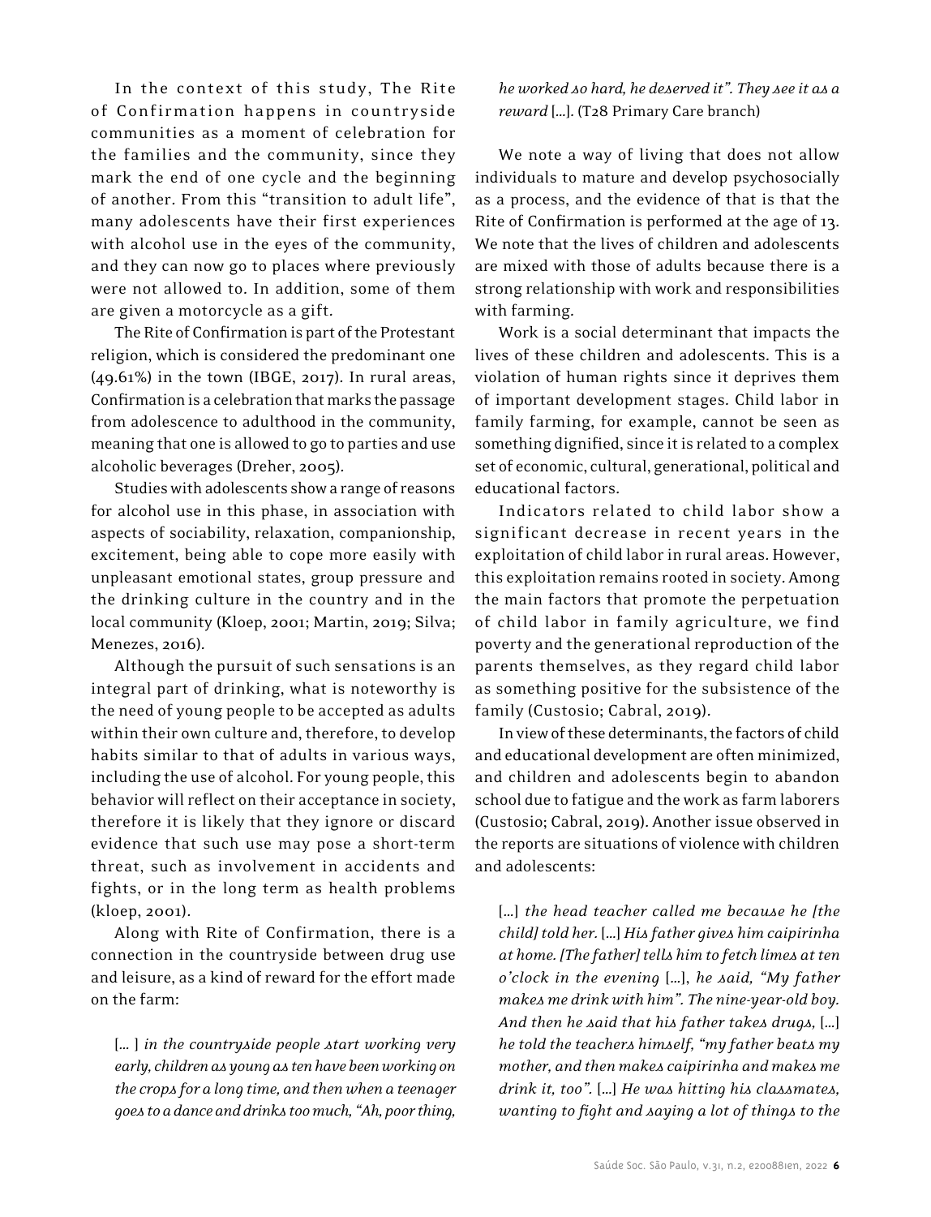In the context of this study, The Rite of Confirmation happens in countryside communities as a moment of celebration for the families and the community, since they mark the end of one cycle and the beginning of another. From this "transition to adult life", many adolescents have their first experiences with alcohol use in the eyes of the community, and they can now go to places where previously were not allowed to. In addition, some of them are given a motorcycle as a gift.

The Rite of Confirmation is part of the Protestant religion, which is considered the predominant one (49.61%) in the town (IBGE, 2017). In rural areas, Confirmation is a celebration that marks the passage from adolescence to adulthood in the community, meaning that one is allowed to go to parties and use alcoholic beverages (Dreher, 2005).

Studies with adolescents show a range of reasons for alcohol use in this phase, in association with aspects of sociability, relaxation, companionship, excitement, being able to cope more easily with unpleasant emotional states, group pressure and the drinking culture in the country and in the local community (Kloep, 2001; Martin, 2019; Silva; Menezes, 2016).

Although the pursuit of such sensations is an integral part of drinking, what is noteworthy is the need of young people to be accepted as adults within their own culture and, therefore, to develop habits similar to that of adults in various ways, including the use of alcohol. For young people, this behavior will reflect on their acceptance in society, therefore it is likely that they ignore or discard evidence that such use may pose a short-term threat, such as involvement in accidents and fights, or in the long term as health problems (kloep, 2001).

Along with Rite of Confirmation, there is a connection in the countryside between drug use and leisure, as a kind of reward for the effort made on the farm:

> [... ] *in the countryside people start working very early, children as young as ten have been working on the crops for a long time, and then when a teenager goes to a dance and drinks too much, "Ah, poor thing, he worked so hard, he deserved it". They see it as a reward* [...]. (T28 Primary Care branch)

We note a way of living that does not allow individuals to mature and develop psychosocially as a process, and the evidence of that is that the Rite of Confirmation is performed at the age of 13. We note that the lives of children and adolescents are mixed with those of adults because there is a strong relationship with work and responsibilities with farming.

Work is a social determinant that impacts the lives of these children and adolescents. This is a violation of human rights since it deprives them of important development stages. Child labor in family farming, for example, cannot be seen as something dignified, since it is related to a complex set of economic, cultural, generational, political and educational factors.

Indicators related to child labor show a significant decrease in recent years in the exploitation of child labor in rural areas. However, this exploitation remains rooted in society. Among the main factors that promote the perpetuation of child labor in family agriculture, we find poverty and the generational reproduction of the parents themselves, as they regard child labor as something positive for the subsistence of the family (Custosio; Cabral, 2019).

In view of these determinants, the factors of child and educational development are often minimized, and children and adolescents begin to abandon school due to fatigue and the work as farm laborers (Custosio; Cabral, 2019). Another issue observed in the reports are situations of violence with children and adolescents:

> [...] *the head teacher called me because he [the child] told her.* [...] *His father gives him caipirinha at home. [The father] tells him to fetch limes at ten o'clock in the evening* [...], *he said, "My father makes me drink with him". The nine-year-old boy. And then he said that his father takes drugs,* [...] *he told the teachers himself, "my father beats my mother, and then makes caipirinha and makes me drink it, too".* [...] *He was hitting his classmates, wanting to fight and saying a lot of things to the*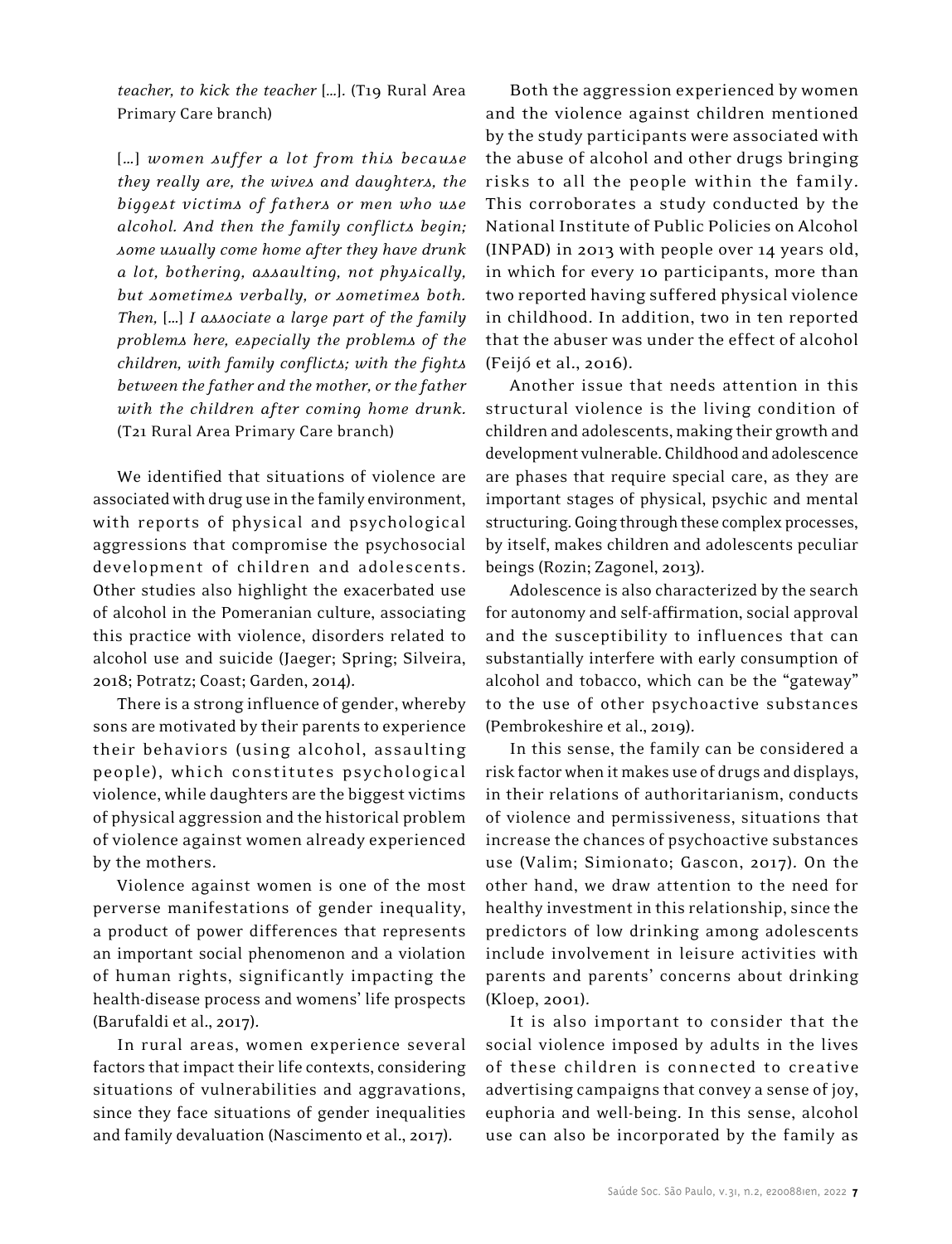*teacher, to kick the teacher* [...]. (T19 Rural Area Primary Care branch)

> [...] *women suffer a lot from this because they really are, the wives and daughters, the biggest victims of fathers or men who use alcohol. And then the family conflicts begin; some usually come home after they have drunk a lot, bothering, assaulting, not physically, but sometimes verbally, or sometimes both. Then,* [...] *I associate a large part of the family problems here, especially the problems of the children, with family conflicts; with the fights between the father and the mother, or the father with the children after coming home drunk.* (T21 Rural Area Primary Care branch)

We identified that situations of violence are associated with drug use in the family environment, with reports of physical and psychological aggressions that compromise the psychosocial development of children and adolescents. Other studies also highlight the exacerbated use of alcohol in the Pomeranian culture, associating this practice with violence, disorders related to alcohol use and suicide (Jaeger; Spring; Silveira, 2018; Potratz; Coast; Garden, 2014).

There is a strong influence of gender, whereby sons are motivated by their parents to experience their behaviors (using alcohol, assaulting people), which constitutes psychological violence, while daughters are the biggest victims of physical aggression and the historical problem of violence against women already experienced by the mothers.

Violence against women is one of the most perverse manifestations of gender inequality, a product of power differences that represents an important social phenomenon and a violation of human rights, significantly impacting the health-disease process and womens' life prospects (Barufaldi et al., 2017).

In rural areas, women experience several factors that impact their life contexts, considering situations of vulnerabilities and aggravations, since they face situations of gender inequalities and family devaluation (Nascimento et al., 2017).

Both the aggression experienced by women and the violence against children mentioned by the study participants were associated with the abuse of alcohol and other drugs bringing risks to all the people within the family. This corroborates a study conducted by the National Institute of Public Policies on Alcohol (INPAD) in 2013 with people over 14 years old, in which for every 10 participants, more than two reported having suffered physical violence in childhood. In addition, two in ten reported that the abuser was under the effect of alcohol (Feijó et al., 2016).

Another issue that needs attention in this structural violence is the living condition of children and adolescents, making their growth and development vulnerable. Childhood and adolescence are phases that require special care, as they are important stages of physical, psychic and mental structuring. Going through these complex processes, by itself, makes children and adolescents peculiar beings (Rozin; Zagonel, 2013).

Adolescence is also characterized by the search for autonomy and self-affirmation, social approval and the susceptibility to influences that can substantially interfere with early consumption of alcohol and tobacco, which can be the "gateway" to the use of other psychoactive substances (Pembrokeshire et al., 2019).

In this sense, the family can be considered a risk factor when it makes use of drugs and displays, in their relations of authoritarianism, conducts of violence and permissiveness, situations that increase the chances of psychoactive substances use (Valim; Simionato; Gascon, 2017). On the other hand, we draw attention to the need for healthy investment in this relationship, since the predictors of low drinking among adolescents include involvement in leisure activities with parents and parents' concerns about drinking (Kloep, 2001).

It is also important to consider that the social violence imposed by adults in the lives of these children is connected to creative advertising campaigns that convey a sense of joy, euphoria and well-being. In this sense, alcohol use can also be incorporated by the family as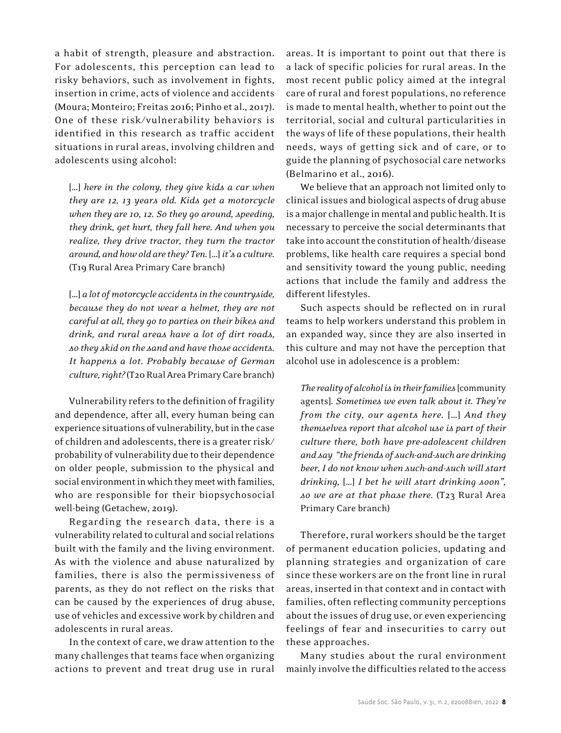a habit of strength, pleasure and abstraction. For adolescents, this perception can lead to risky behaviors, such as involvement in fights, insertion in crime, acts of violence and accidents (Moura; Monteiro; Freitas 2016; Pinho et al., 2017). One of these risk/vulnerability behaviors is identified in this research as traffic accident situations in rural areas, involving children and adolescents using alcohol:

> [...] *here in the colony, they give kids a car when they are 12, 13 years old. Kids get a motorcycle when they are 10, 12. So they go around, speeding, they drink, get hurt, they fall here. And when you realize, they drive tractor, they turn the tractor around, and how old are they? Ten.* [...] *it's a culture.* (T19 Rural Area Primary Care branch)

> [...] *a lot of motorcycle accidents in the countryside, because they do not wear a helmet, they are not careful at all, they go to parties on their bikes and drink, and rural areas have a lot of dirt roads, so they skid on the sand and have those accidents. It happens a lot. Probably because of German culture, right?* (T20 Rual Area Primary Care branch)

Vulnerability refers to the definition of fragility and dependence, after all, every human being can experience situations of vulnerability, but in the case of children and adolescents, there is a greater risk/probability of vulnerability due to their dependence on older people, submission to the physical and social environment in which they meet with families, who are responsible for their biopsychosocial well-being (Getachew, 2019).

Regarding the research data, there is a vulnerability related to cultural and social relations built with the family and the living environment. As with the violence and abuse naturalized by families, there is also the permissiveness of parents, as they do not reflect on the risks that can be caused by the experiences of drug abuse, use of vehicles and excessive work by children and adolescents in rural areas.

In the context of care, we draw attention to the many challenges that teams face when organizing actions to prevent and treat drug use in rural areas. It is important to point out that there is a lack of specific policies for rural areas. In the most recent public policy aimed at the integral care of rural and forest populations, no reference is made to mental health, whether to point out the territorial, social and cultural particularities in the ways of life of these populations, their health needs, ways of getting sick and of care, or to guide the planning of psychosocial care networks (Belmarino et al., 2016).

We believe that an approach not limited only to clinical issues and biological aspects of drug abuse is a major challenge in mental and public health. It is necessary to perceive the social determinants that take into account the constitution of health/disease problems, like health care requires a special bond and sensitivity toward the young public, needing actions that include the family and address the different lifestyles.

Such aspects should be reflected on in rural teams to help workers understand this problem in an expanded way, since they are also inserted in this culture and may not have the perception that alcohol use in adolescence is a problem:

> *The reality of alcohol is in their families* [community agents]*. Sometimes we even talk about it. They're from the city, our agents here.* [...] *And they themselves report that alcohol use is part of their culture there, both have pre-adolescent children and say "the friends of such-and-such are drinking beer, I do not know when such-and-such will start drinking,* [...] *I bet he will start drinking soon", so we are at that phase there.* (T23 Rural Area Primary Care branch)

Therefore, rural workers should be the target of permanent education policies, updating and planning strategies and organization of care since these workers are on the front line in rural areas, inserted in that context and in contact with families, often reflecting community perceptions about the issues of drug use, or even experiencing feelings of fear and insecurities to carry out these approaches.

Many studies about the rural environment mainly involve the difficulties related to the access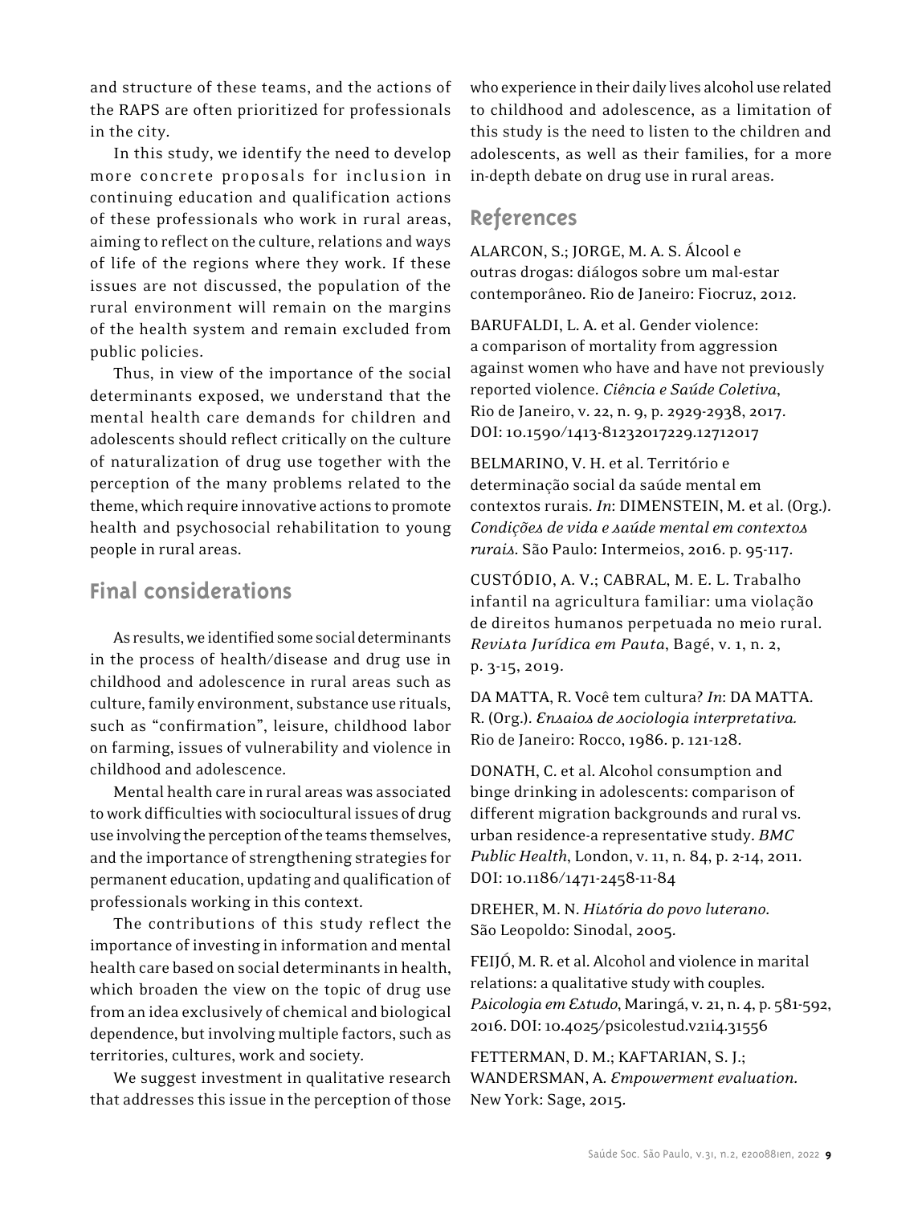and structure of these teams, and the actions of the RAPS are often prioritized for professionals in the city.

In this study, we identify the need to develop more concrete proposals for inclusion in continuing education and qualification actions of these professionals who work in rural areas, aiming to reflect on the culture, relations and ways of life of the regions where they work. If these issues are not discussed, the population of the rural environment will remain on the margins of the health system and remain excluded from public policies.

Thus, in view of the importance of the social determinants exposed, we understand that the mental health care demands for children and adolescents should reflect critically on the culture of naturalization of drug use together with the perception of the many problems related to the theme, which require innovative actions to promote health and psychosocial rehabilitation to young people in rural areas.

## Final considerations

As results, we identified some social determinants in the process of health/disease and drug use in childhood and adolescence in rural areas such as culture, family environment, substance use rituals, such as "confirmation", leisure, childhood labor on farming, issues of vulnerability and violence in childhood and adolescence.

Mental health care in rural areas was associated to work difficulties with sociocultural issues of drug use involving the perception of the teams themselves, and the importance of strengthening strategies for permanent education, updating and qualification of professionals working in this context.

The contributions of this study reflect the importance of investing in information and mental health care based on social determinants in health, which broaden the view on the topic of drug use from an idea exclusively of chemical and biological dependence, but involving multiple factors, such as territories, cultures, work and society.

We suggest investment in qualitative research that addresses this issue in the perception of those who experience in their daily lives alcohol use related to childhood and adolescence, as a limitation of this study is the need to listen to the children and adolescents, as well as their families, for a more in-depth debate on drug use in rural areas.

## References

ALARCON, S.; JORGE, M. A. S. Álcool e outras drogas: diálogos sobre um mal-estar contemporâneo. Rio de Janeiro: Fiocruz, 2012.

BARUFALDI, L. A. et al. Gender violence: a comparison of mortality from aggression against women who have and have not previously reported violence. *Ciência e Saúde Coletiva*, Rio de Janeiro, v. 22, n. 9, p. 2929-2938, 2017. DOI: 10.1590/1413-81232017229.12712017

BELMARINO, V. H. et al. Território e determinação social da saúde mental em contextos rurais. *In*: DIMENSTEIN, M. et al. (Org.). *Condições de vida e saúde mental em contextos rurais*. São Paulo: Intermeios, 2016. p. 95-117.

CUSTÓDIO, A. V.; CABRAL, M. E. L. Trabalho infantil na agricultura familiar: uma violação de direitos humanos perpetuada no meio rural. *Revista Jurídica em Pauta*, Bagé, v. 1, n. 2, p. 3-15, 2019.

DA MATTA, R. Você tem cultura? *In*: DA MATTA. R. (Org.). *Ensaios de sociologia interpretativa.* Rio de Janeiro: Rocco, 1986. p. 121-128.

DONATH, C. et al. Alcohol consumption and binge drinking in adolescents: comparison of different migration backgrounds and rural vs. urban residence-a representative study. *BMC Public Health*, London, v. 11, n. 84, p. 2-14, 2011. DOI: 10.1186/1471-2458-11-84

DREHER, M. N. *História do povo luterano.* São Leopoldo: Sinodal, 2005.

FEIJÓ, M. R. et al. Alcohol and violence in marital relations: a qualitative study with couples. *Psicologia em Estudo*, Maringá, v. 21, n. 4, p. 581-592, 2016. DOI: 10.4025/psicolestud.v21i4.31556

FETTERMAN, D. M.; KAFTARIAN, S. J.; WANDERSMAN, A. *Empowerment evaluation.* New York: Sage, 2015.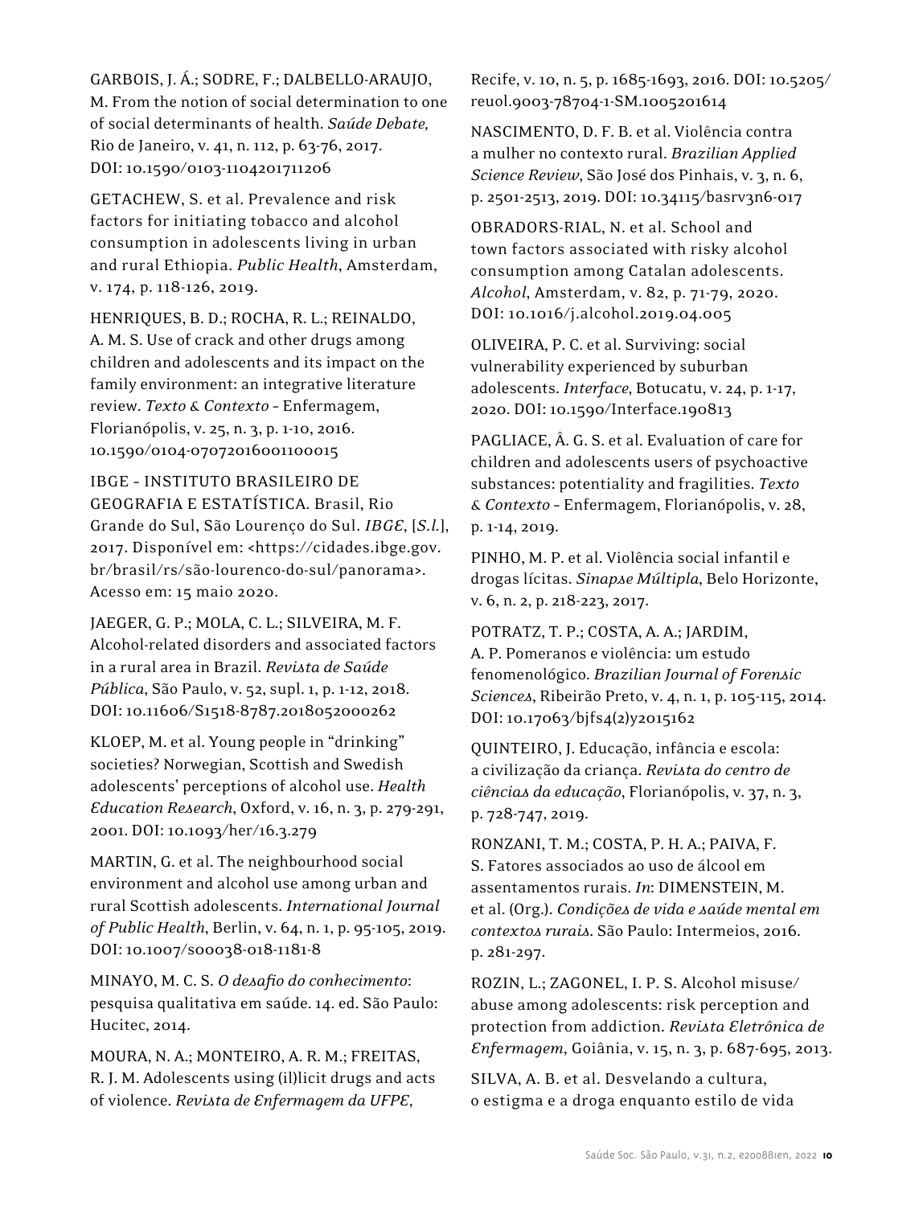GARBOIS, J. Á.; SODRE, F.; DALBELLO-ARAUJO, M. From the notion of social determination to one of social determinants of health. *Saúde Debate,* Rio de Janeiro, v. 41, n. 112, p. 63-76, 2017. DOI: 10.1590/0103-1104201711206

GETACHEW, S. et al. Prevalence and risk factors for initiating tobacco and alcohol consumption in adolescents living in urban and rural Ethiopia. *Public Health*, Amsterdam, v. 174, p. 118-126, 2019.

HENRIQUES, B. D.; ROCHA, R. L.; REINALDO, A. M. S. Use of crack and other drugs among children and adolescents and its impact on the family environment: an integrative literature review. *Texto & Contexto* – Enfermagem, Florianópolis, v. 25, n. 3, p. 1-10, 2016. 10.1590/0104-07072016001100015

IBGE – INSTITUTO BRASILEIRO DE GEOGRAFIA E ESTATÍSTICA. Brasil, Rio Grande do Sul, São Lourenço do Sul. *IBGE*, [*S.l.*], 2017. Disponível em: <https://cidades.ibge.gov.br/brasil/rs/são-lourenco-do-sul/panorama>. Acesso em: 15 maio 2020.

JAEGER, G. P.; MOLA, C. L.; SILVEIRA, M. F. Alcohol-related disorders and associated factors in a rural area in Brazil. *Revista de Saúde Pública*, São Paulo, v. 52, supl. 1, p. 1-12, 2018. DOI: 10.11606/S1518-8787.2018052000262

KLOEP, M. et al. Young people in "drinking" societies? Norwegian, Scottish and Swedish adolescents' perceptions of alcohol use. *Health Education Research*, Oxford, v. 16, n. 3, p. 279-291, 2001. DOI: 10.1093/her/16.3.279

MARTIN, G. et al. The neighbourhood social environment and alcohol use among urban and rural Scottish adolescents. *International Journal of Public Health*, Berlin, v. 64, n. 1, p. 95-105, 2019. DOI: 10.1007/s00038-018-1181-8

MINAYO, M. C. S. *O desafio do conhecimento*: pesquisa qualitativa em saúde. 14. ed. São Paulo: Hucitec, 2014.

MOURA, N. A.; MONTEIRO, A. R. M.; FREITAS, R. J. M. Adolescents using (il)licit drugs and acts of violence. *Revista de Enfermagem da UFPE*, Recife, v. 10, n. 5, p. 1685-1693, 2016. DOI: 10.5205/reuol.9003-78704-1-SM.1005201614

NASCIMENTO, D. F. B. et al. Violência contra a mulher no contexto rural. *Brazilian Applied Science Review*, São José dos Pinhais, v. 3, n. 6, p. 2501-2513, 2019. DOI: 10.34115/basrv3n6-017

OBRADORS-RIAL, N. et al. School and town factors associated with risky alcohol consumption among Catalan adolescents. *Alcohol*, Amsterdam, v. 82, p. 71-79, 2020. DOI: 10.1016/j.alcohol.2019.04.005

OLIVEIRA, P. C. et al. Surviving: social vulnerability experienced by suburban adolescents. *Interface*, Botucatu, v. 24, p. 1-17, 2020. DOI: 10.1590/Interface.190813

PAGLIACE, Â. G. S. et al. Evaluation of care for children and adolescents users of psychoactive substances: potentiality and fragilities. *Texto & Contexto* – Enfermagem, Florianópolis, v. 28, p. 1-14, 2019.

PINHO, M. P. et al. Violência social infantil e drogas lícitas. *Sinapse Múltipla*, Belo Horizonte, v. 6, n. 2, p. 218-223, 2017.

POTRATZ, T. P.; COSTA, A. A.; JARDIM, A. P. Pomeranos e violência: um estudo fenomenológico. *Brazilian Journal of Forensic Sciences*, Ribeirão Preto, v. 4, n. 1, p. 105-115, 2014. DOI: 10.17063/bjfs4(2)y2015162

QUINTEIRO, J. Educação, infância e escola: a civilização da criança. *Revista do centro de ciências da educação*, Florianópolis, v. 37, n. 3, p. 728-747, 2019.

RONZANI, T. M.; COSTA, P. H. A.; PAIVA, F. S. Fatores associados ao uso de álcool em assentamentos rurais. *In*: DIMENSTEIN, M. et al. (Org.). *Condições de vida e saúde mental em contextos rurais*. São Paulo: Intermeios, 2016. p. 281-297.

ROZIN, L.; ZAGONEL, I. P. S. Alcohol misuse/abuse among adolescents: risk perception and protection from addiction. *Revista Eletrônica de Enfermagem*, Goiânia, v. 15, n. 3, p. 687-695, 2013.

SILVA, A. B. et al. Desvelando a cultura, o estigma e a droga enquanto estilo de vida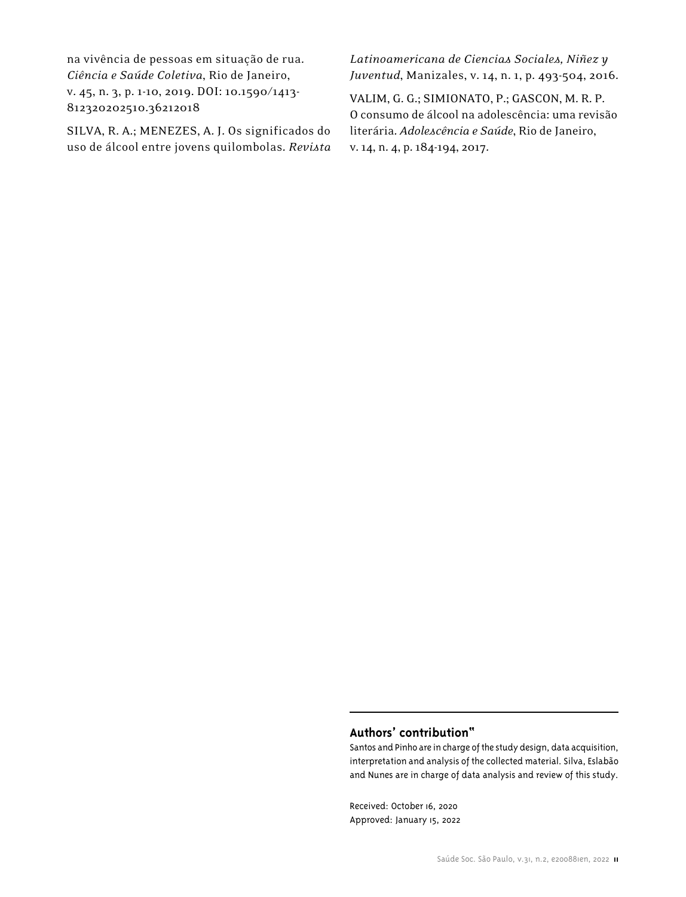na vivência de pessoas em situação de rua. *Ciência e Saúde Coletiva*, Rio de Janeiro, v. 45, n. 3, p. 1-10, 2019. DOI: 10.1590/1413-812320202510.36212018

SILVA, R. A.; MENEZES, A. J. Os significados do uso de álcool entre jovens quilombolas. *Revista Latinoamericana de Ciencias Sociales, Niñez y Juventud*, Manizales, v. 14, n. 1, p. 493-504, 2016.

VALIM, G. G.; SIMIONATO, P.; GASCON, M. R. P. O consumo de álcool na adolescência: uma revisão literária. *Adolescência e Saúde*, Rio de Janeiro, v. 14, n. 4, p. 184-194, 2017.

**Authors' contribution"**

Santos and Pinho are in charge of the study design, data acquisition, interpretation and analysis of the collected material. Silva, Eslabão and Nunes are in charge of data analysis and review of this study.

Received: October 16, 2020
Approved: January 15, 2022